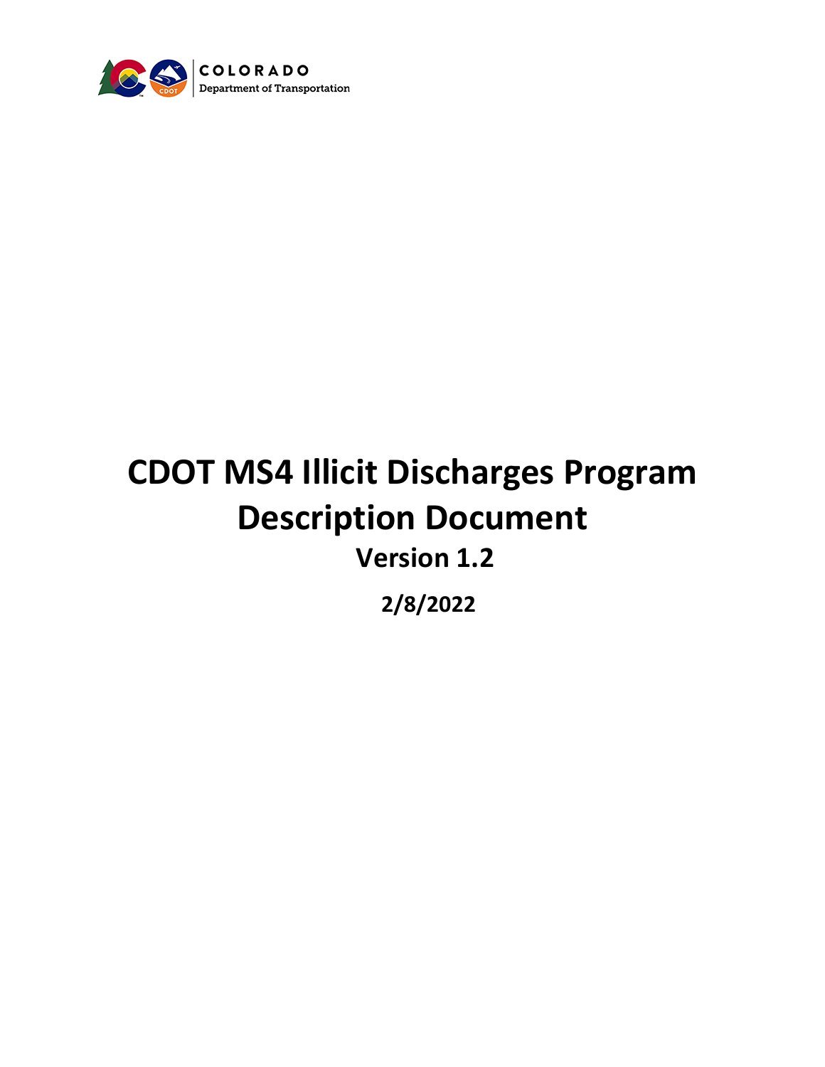COLORADO
Department of Transportation

# CDOT MS4 Illicit Discharges Program Description Document

## Version 1.2

**2/8/2022**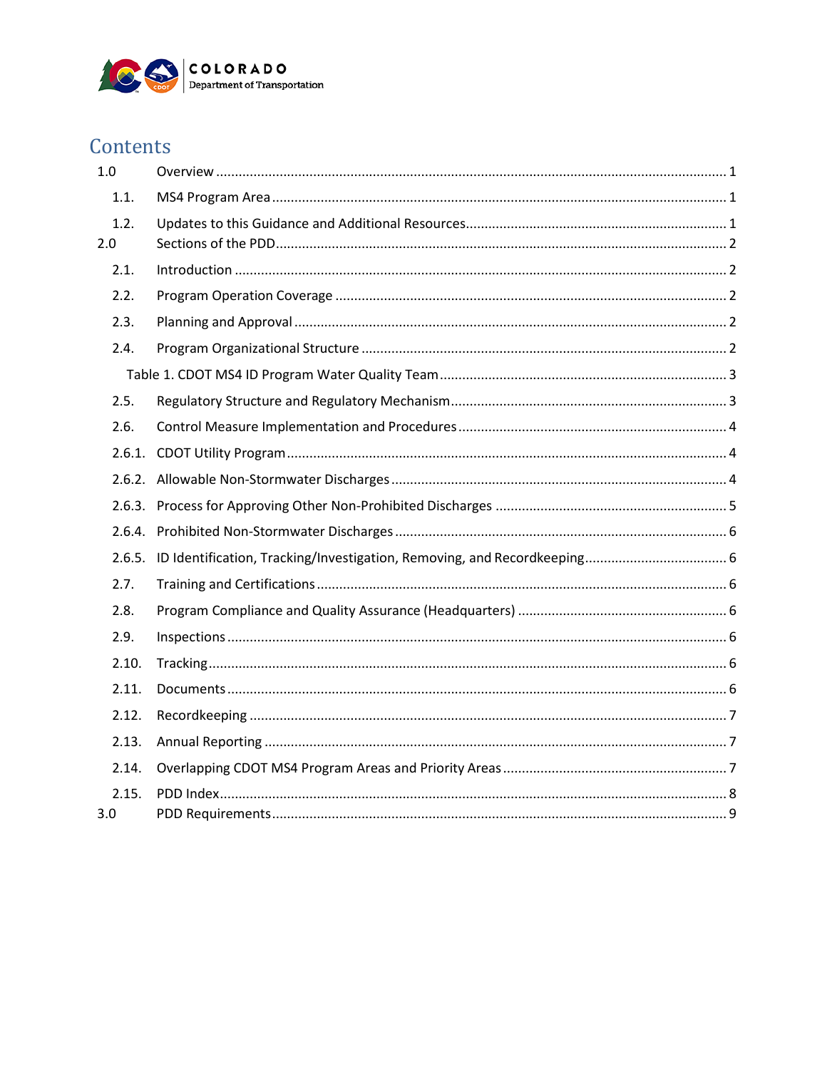# Contents

1.0 Overview ........................................................................................................................ 1

1.1. MS4 Program Area ........................................................................................................ 1

1.2. Updates to this Guidance and Additional Resources..................................................................... 1

2.0 Sections of the PDD........................................................................................................ 2

2.1. Introduction ................................................................................................................... 2

2.2. Program Operation Coverage ........................................................................................... 2

2.3. Planning and Approval .................................................................................................... 2

2.4. Program Organizational Structure .................................................................................... 2

Table 1. CDOT MS4 ID Program Water Quality Team ............................................................... 3

2.5. Regulatory Structure and Regulatory Mechanism.......................................................................... 3

2.6. Control Measure Implementation and Procedures....................................................................... 4

2.6.1. CDOT Utility Program..................................................................................................... 4

2.6.2. Allowable Non-Stormwater Discharges ............................................................................... 4

2.6.3. Process for Approving Other Non-Prohibited Discharges ............................................................ 5

2.6.4. Prohibited Non-Stormwater Discharges ............................................................................... 6

2.6.5. ID Identification, Tracking/Investigation, Removing, and Recordkeeping....................................... 6

2.7. Training and Certifications ................................................................................................ 6

2.8. Program Compliance and Quality Assurance (Headquarters) ...................................................... 6

2.9. Inspections ..................................................................................................................... 6

2.10. Tracking.......................................................................................................................... 6

2.11. Documents ...................................................................................................................... 6

2.12. Recordkeeping ................................................................................................................ 7

2.13. Annual Reporting ............................................................................................................ 7

2.14. Overlapping CDOT MS4 Program Areas and Priority Areas ........................................................... 7

2.15. PDD Index....................................................................................................................... 8

3.0 PDD Requirements.......................................................................................................... 9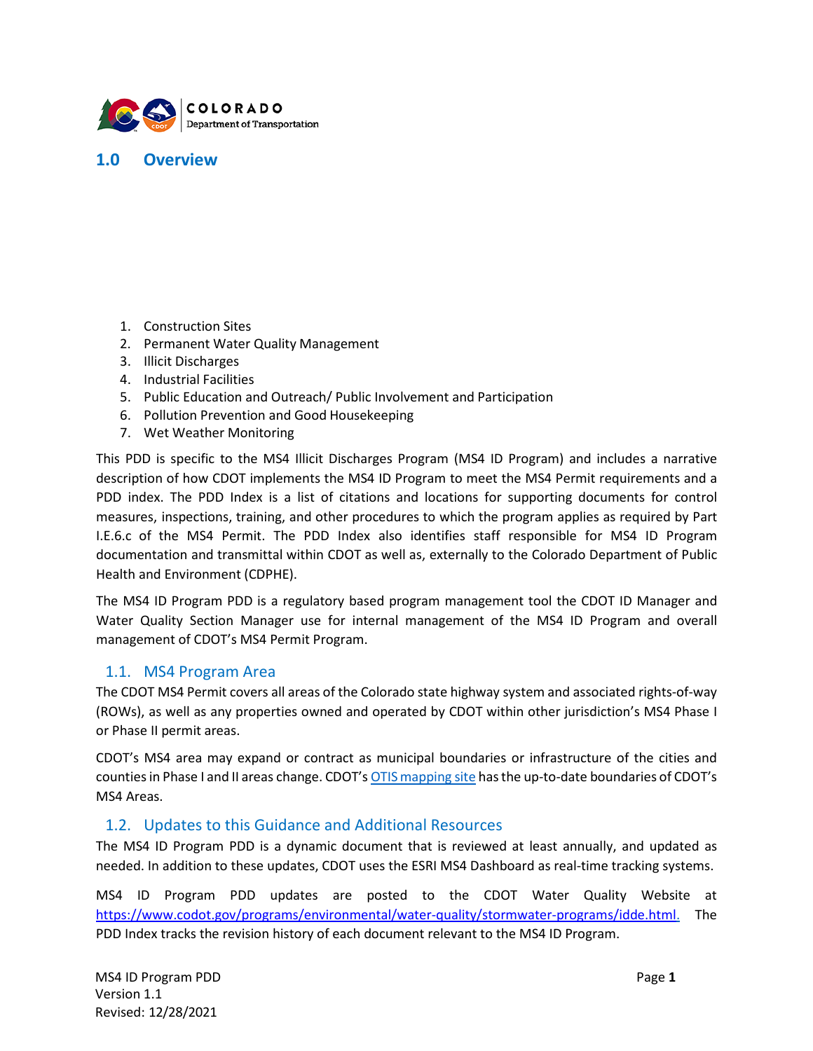## 1.0 Overview

1. Construction Sites
2. Permanent Water Quality Management
3. Illicit Discharges
4. Industrial Facilities
5. Public Education and Outreach/ Public Involvement and Participation
6. Pollution Prevention and Good Housekeeping
7. Wet Weather Monitoring

This PDD is specific to the MS4 Illicit Discharges Program (MS4 ID Program) and includes a narrative description of how CDOT implements the MS4 ID Program to meet the MS4 Permit requirements and a PDD index. The PDD Index is a list of citations and locations for supporting documents for control measures, inspections, training, and other procedures to which the program applies as required by Part I.E.6.c of the MS4 Permit. The PDD Index also identifies staff responsible for MS4 ID Program documentation and transmittal within CDOT as well as, externally to the Colorado Department of Public Health and Environment (CDPHE).

The MS4 ID Program PDD is a regulatory based program management tool the CDOT ID Manager and Water Quality Section Manager use for internal management of the MS4 ID Program and overall management of CDOT's MS4 Permit Program.

### 1.1. MS4 Program Area

The CDOT MS4 Permit covers all areas of the Colorado state highway system and associated rights-of-way (ROWs), as well as any properties owned and operated by CDOT within other jurisdiction's MS4 Phase I or Phase II permit areas.

CDOT's MS4 area may expand or contract as municipal boundaries or infrastructure of the cities and counties in Phase I and II areas change. CDOT's [OTIS mapping site]() has the up-to-date boundaries of CDOT's MS4 Areas.

### 1.2. Updates to this Guidance and Additional Resources

The MS4 ID Program PDD is a dynamic document that is reviewed at least annually, and updated as needed. In addition to these updates, CDOT uses the ESRI MS4 Dashboard as real-time tracking systems.

MS4 ID Program PDD updates are posted to the CDOT Water Quality Website at https://www.codot.gov/programs/environmental/water-quality/stormwater-programs/idde.html. The PDD Index tracks the revision history of each document relevant to the MS4 ID Program.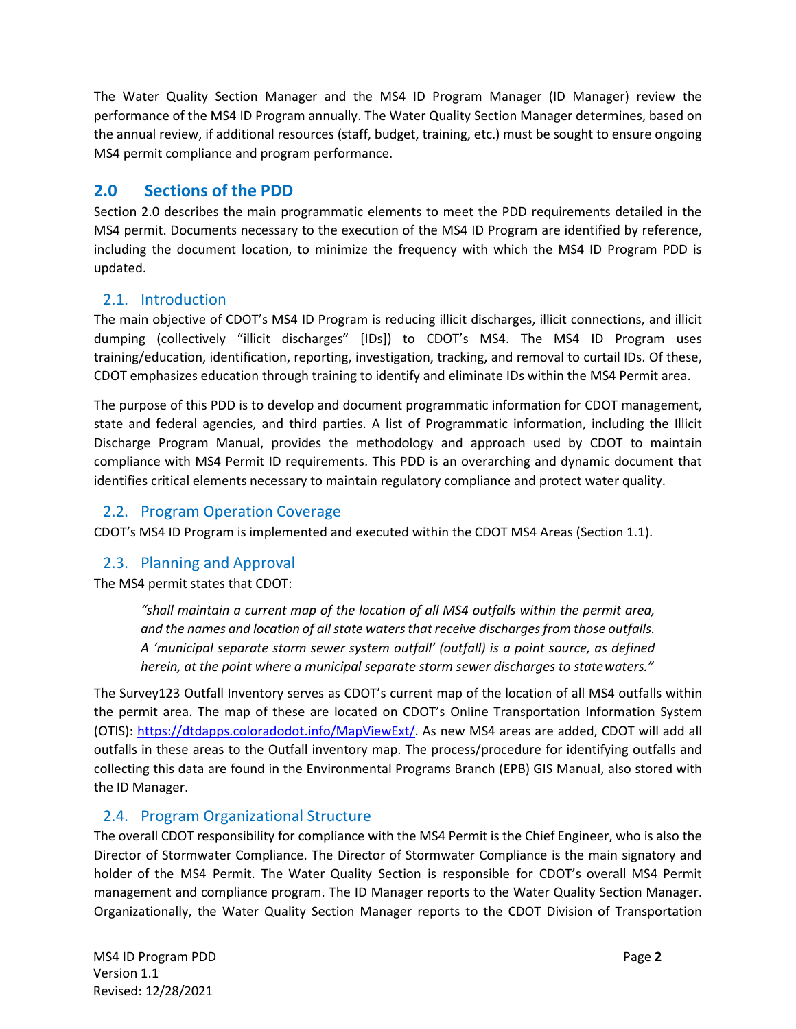The Water Quality Section Manager and the MS4 ID Program Manager (ID Manager) review the performance of the MS4 ID Program annually. The Water Quality Section Manager determines, based on the annual review, if additional resources (staff, budget, training, etc.) must be sought to ensure ongoing MS4 permit compliance and program performance.

## 2.0 Sections of the PDD

Section 2.0 describes the main programmatic elements to meet the PDD requirements detailed in the MS4 permit. Documents necessary to the execution of the MS4 ID Program are identified by reference, including the document location, to minimize the frequency with which the MS4 ID Program PDD is updated.

### 2.1. Introduction

The main objective of CDOT's MS4 ID Program is reducing illicit discharges, illicit connections, and illicit dumping (collectively "illicit discharges" [IDs]) to CDOT's MS4. The MS4 ID Program uses training/education, identification, reporting, investigation, tracking, and removal to curtail IDs. Of these, CDOT emphasizes education through training to identify and eliminate IDs within the MS4 Permit area.

The purpose of this PDD is to develop and document programmatic information for CDOT management, state and federal agencies, and third parties. A list of Programmatic information, including the Illicit Discharge Program Manual, provides the methodology and approach used by CDOT to maintain compliance with MS4 Permit ID requirements. This PDD is an overarching and dynamic document that identifies critical elements necessary to maintain regulatory compliance and protect water quality.

### 2.2. Program Operation Coverage

CDOT's MS4 ID Program is implemented and executed within the CDOT MS4 Areas (Section 1.1).

### 2.3. Planning and Approval

The MS4 permit states that CDOT:

> *"shall maintain a current map of the location of all MS4 outfalls within the permit area, and the names and location of all state waters that receive discharges from those outfalls. A 'municipal separate storm sewer system outfall' (outfall) is a point source, as defined herein, at the point where a municipal separate storm sewer discharges to state waters."*

The Survey123 Outfall Inventory serves as CDOT's current map of the location of all MS4 outfalls within the permit area. The map of these are located on CDOT's Online Transportation Information System (OTIS): https://dtdapps.coloradodot.info/MapViewExt/. As new MS4 areas are added, CDOT will add all outfalls in these areas to the Outfall inventory map. The process/procedure for identifying outfalls and collecting this data are found in the Environmental Programs Branch (EPB) GIS Manual, also stored with the ID Manager.

### 2.4. Program Organizational Structure

The overall CDOT responsibility for compliance with the MS4 Permit is the Chief Engineer, who is also the Director of Stormwater Compliance. The Director of Stormwater Compliance is the main signatory and holder of the MS4 Permit. The Water Quality Section is responsible for CDOT's overall MS4 Permit management and compliance program. The ID Manager reports to the Water Quality Section Manager. Organizationally, the Water Quality Section Manager reports to the CDOT Division of Transportation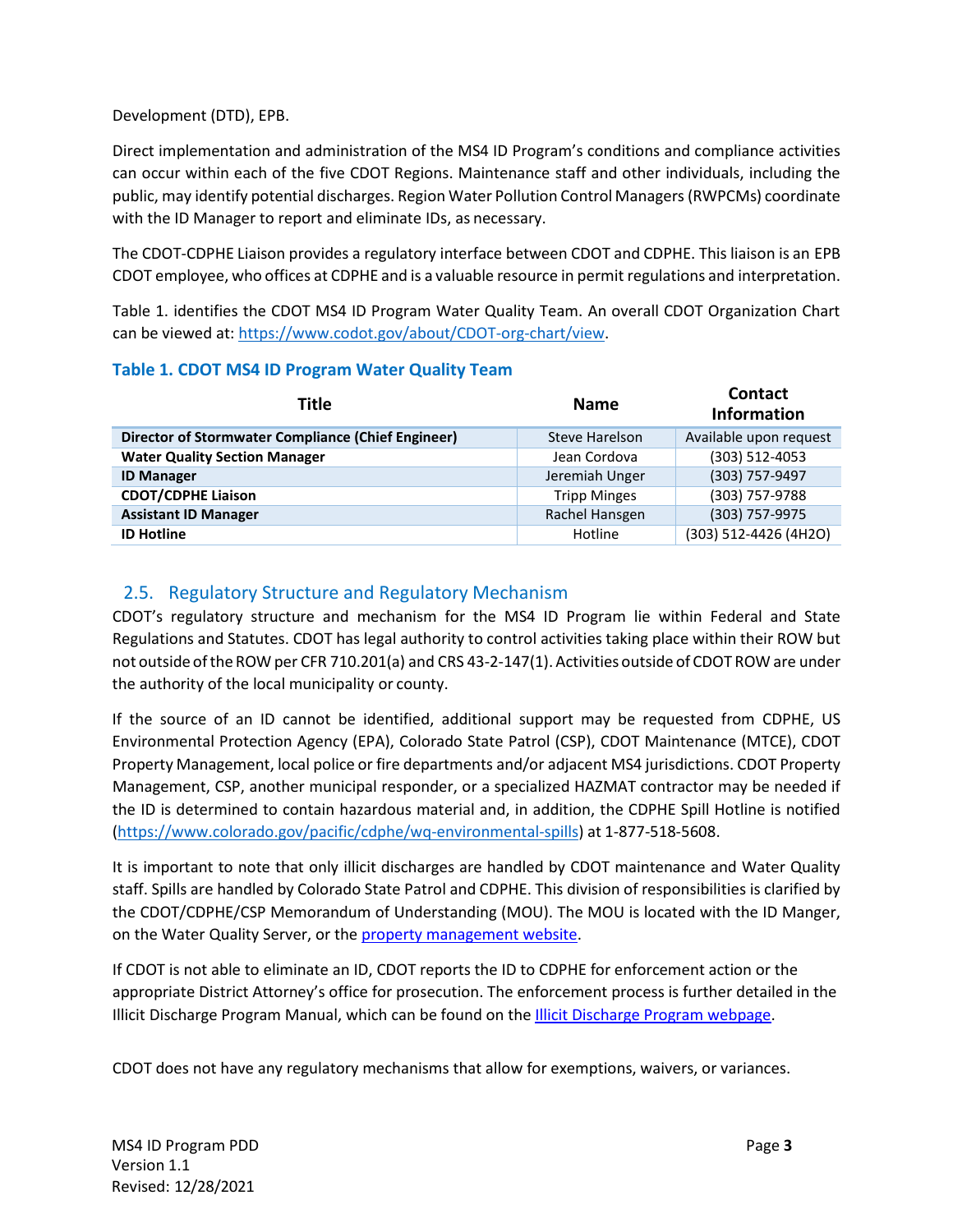Development (DTD), EPB.

Direct implementation and administration of the MS4 ID Program's conditions and compliance activities can occur within each of the five CDOT Regions. Maintenance staff and other individuals, including the public, may identify potential discharges. Region Water Pollution Control Managers (RWPCMs) coordinate with the ID Manager to report and eliminate IDs, as necessary.

The CDOT-CDPHE Liaison provides a regulatory interface between CDOT and CDPHE. This liaison is an EPB CDOT employee, who offices at CDPHE and is a valuable resource in permit regulations and interpretation.

Table 1. identifies the CDOT MS4 ID Program Water Quality Team. An overall CDOT Organization Chart can be viewed at: https://www.codot.gov/about/CDOT-org-chart/view.

### Table 1. CDOT MS4 ID Program Water Quality Team

| Title | Name | Contact Information |
|---|---|---|
| **Director of Stormwater Compliance (Chief Engineer)** | Steve Harelson | Available upon request |
| **Water Quality Section Manager** | Jean Cordova | (303) 512-4053 |
| **ID Manager** | Jeremiah Unger | (303) 757-9497 |
| **CDOT/CDPHE Liaison** | Tripp Minges | (303) 757-9788 |
| **Assistant ID Manager** | Rachel Hansgen | (303) 757-9975 |
| **ID Hotline** | Hotline | (303) 512-4426 (4H2O) |

## 2.5. Regulatory Structure and Regulatory Mechanism

CDOT's regulatory structure and mechanism for the MS4 ID Program lie within Federal and State Regulations and Statutes. CDOT has legal authority to control activities taking place within their ROW but not outside of the ROW per CFR 710.201(a) and CRS 43-2-147(1). Activities outside of CDOT ROW are under the authority of the local municipality or county.

If the source of an ID cannot be identified, additional support may be requested from CDPHE, US Environmental Protection Agency (EPA), Colorado State Patrol (CSP), CDOT Maintenance (MTCE), CDOT Property Management, local police or fire departments and/or adjacent MS4 jurisdictions. CDOT Property Management, CSP, another municipal responder, or a specialized HAZMAT contractor may be needed if the ID is determined to contain hazardous material and, in addition, the CDPHE Spill Hotline is notified (https://www.colorado.gov/pacific/cdphe/wq-environmental-spills) at 1-877-518-5608.

It is important to note that only illicit discharges are handled by CDOT maintenance and Water Quality staff. Spills are handled by Colorado State Patrol and CDPHE. This division of responsibilities is clarified by the CDOT/CDPHE/CSP Memorandum of Understanding (MOU). The MOU is located with the ID Manger, on the Water Quality Server, or the property management website.

If CDOT is not able to eliminate an ID, CDOT reports the ID to CDPHE for enforcement action or the appropriate District Attorney's office for prosecution. The enforcement process is further detailed in the Illicit Discharge Program Manual, which can be found on the Illicit Discharge Program webpage.

CDOT does not have any regulatory mechanisms that allow for exemptions, waivers, or variances.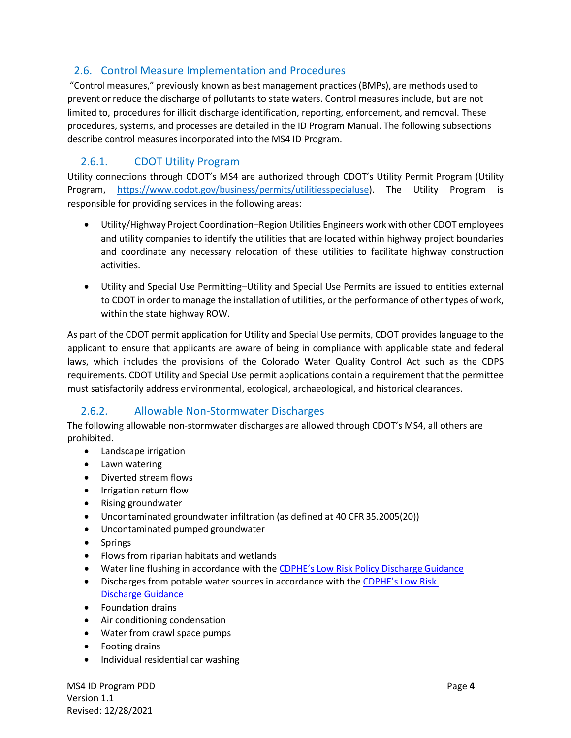## 2.6. Control Measure Implementation and Procedures

"Control measures," previously known as best management practices (BMPs), are methods used to prevent or reduce the discharge of pollutants to state waters. Control measures include, but are not limited to, procedures for illicit discharge identification, reporting, enforcement, and removal. These procedures, systems, and processes are detailed in the ID Program Manual. The following subsections describe control measures incorporated into the MS4 ID Program.

### 2.6.1. CDOT Utility Program

Utility connections through CDOT's MS4 are authorized through CDOT's Utility Permit Program (Utility Program, [https://www.codot.gov/business/permits/utilitiesspecialuse](https://www.codot.gov/business/permits/utilitiesspecialuse)). The Utility Program is responsible for providing services in the following areas:

- Utility/Highway Project Coordination–Region Utilities Engineers work with other CDOT employees and utility companies to identify the utilities that are located within highway project boundaries and coordinate any necessary relocation of these utilities to facilitate highway construction activities.
- Utility and Special Use Permitting–Utility and Special Use Permits are issued to entities external to CDOT in order to manage the installation of utilities, or the performance of other types of work, within the state highway ROW.

As part of the CDOT permit application for Utility and Special Use permits, CDOT provides language to the applicant to ensure that applicants are aware of being in compliance with applicable state and federal laws, which includes the provisions of the Colorado Water Quality Control Act such as the CDPS requirements. CDOT Utility and Special Use permit applications contain a requirement that the permittee must satisfactorily address environmental, ecological, archaeological, and historical clearances.

### 2.6.2. Allowable Non-Stormwater Discharges

The following allowable non-stormwater discharges are allowed through CDOT's MS4, all others are prohibited.

- Landscape irrigation
- Lawn watering
- Diverted stream flows
- Irrigation return flow
- Rising groundwater
- Uncontaminated groundwater infiltration (as defined at 40 CFR 35.2005(20))
- Uncontaminated pumped groundwater
- Springs
- Flows from riparian habitats and wetlands
- Water line flushing in accordance with the CDPHE's Low Risk Policy Discharge Guidance
- Discharges from potable water sources in accordance with the CDPHE's Low Risk Discharge Guidance
- Foundation drains
- Air conditioning condensation
- Water from crawl space pumps
- Footing drains
- Individual residential car washing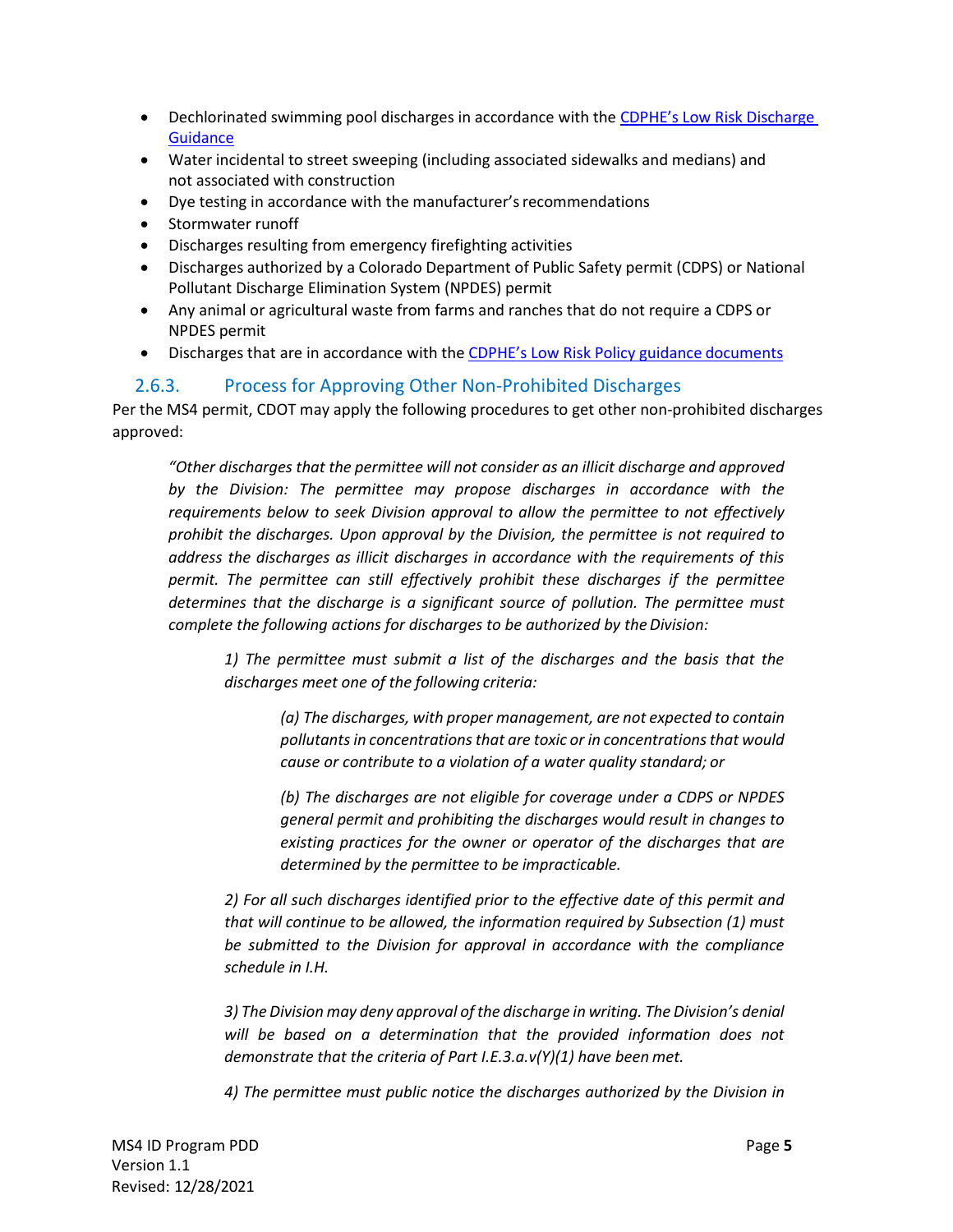- Dechlorinated swimming pool discharges in accordance with the [CDPHE's Low Risk Discharge Guidance]
- Water incidental to street sweeping (including associated sidewalks and medians) and not associated with construction
- Dye testing in accordance with the manufacturer's recommendations
- Stormwater runoff
- Discharges resulting from emergency firefighting activities
- Discharges authorized by a Colorado Department of Public Safety permit (CDPS) or National Pollutant Discharge Elimination System (NPDES) permit
- Any animal or agricultural waste from farms and ranches that do not require a CDPS or NPDES permit
- Discharges that are in accordance with the [CDPHE's Low Risk Policy guidance documents]

### 2.6.3. Process for Approving Other Non-Prohibited Discharges

Per the MS4 permit, CDOT may apply the following procedures to get other non-prohibited discharges approved:

> *"Other discharges that the permittee will not consider as an illicit discharge and approved by the Division: The permittee may propose discharges in accordance with the requirements below to seek Division approval to allow the permittee to not effectively prohibit the discharges. Upon approval by the Division, the permittee is not required to address the discharges as illicit discharges in accordance with the requirements of this permit. The permittee can still effectively prohibit these discharges if the permittee determines that the discharge is a significant source of pollution. The permittee must complete the following actions for discharges to be authorized by the Division:*
>
> > *1) The permittee must submit a list of the discharges and the basis that the discharges meet one of the following criteria:*
> >
> > > *(a) The discharges, with proper management, are not expected to contain pollutants in concentrations that are toxic or in concentrations that would cause or contribute to a violation of a water quality standard; or*
> > >
> > > *(b) The discharges are not eligible for coverage under a CDPS or NPDES general permit and prohibiting the discharges would result in changes to existing practices for the owner or operator of the discharges that are determined by the permittee to be impracticable.*
> >
> > *2) For all such discharges identified prior to the effective date of this permit and that will continue to be allowed, the information required by Subsection (1) must be submitted to the Division for approval in accordance with the compliance schedule in I.H.*
> >
> > *3) The Division may deny approval of the discharge in writing. The Division's denial will be based on a determination that the provided information does not demonstrate that the criteria of Part I.E.3.a.v(Y)(1) have been met.*
> >
> > *4) The permittee must public notice the discharges authorized by the Division in*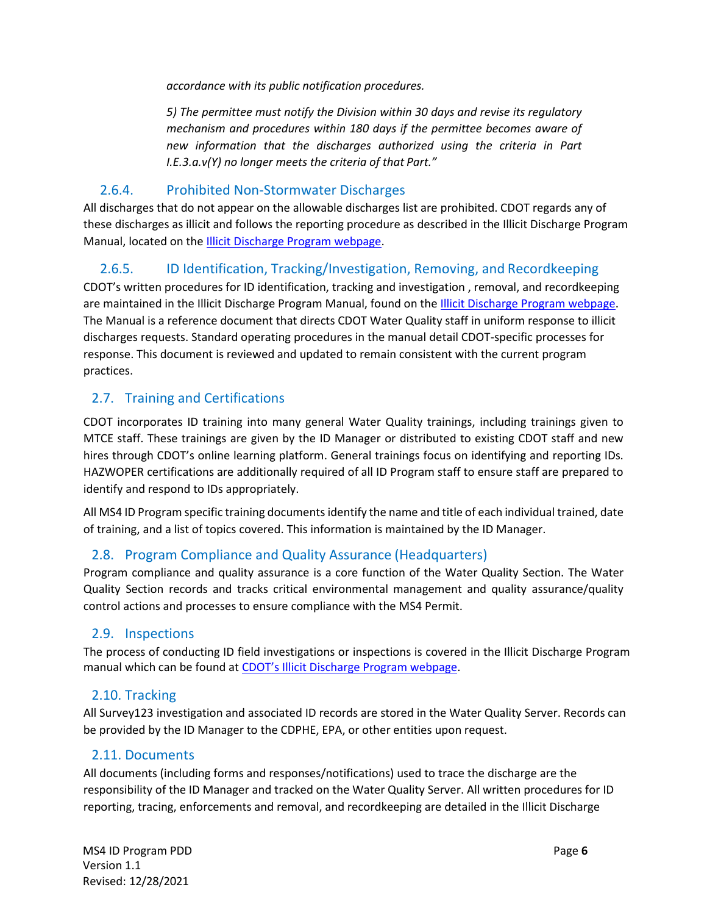*accordance with its public notification procedures.*

*5) The permittee must notify the Division within 30 days and revise its regulatory mechanism and procedures within 180 days if the permittee becomes aware of new information that the discharges authorized using the criteria in Part I.E.3.a.v(Y) no longer meets the criteria of that Part."*

### 2.6.4. Prohibited Non-Stormwater Discharges

All discharges that do not appear on the allowable discharges list are prohibited. CDOT regards any of these discharges as illicit and follows the reporting procedure as described in the Illicit Discharge Program Manual, located on the Illicit Discharge Program webpage.

### 2.6.5. ID Identification, Tracking/Investigation, Removing, and Recordkeeping

CDOT's written procedures for ID identification, tracking and investigation , removal, and recordkeeping are maintained in the Illicit Discharge Program Manual, found on the Illicit Discharge Program webpage. The Manual is a reference document that directs CDOT Water Quality staff in uniform response to illicit discharges requests. Standard operating procedures in the manual detail CDOT-specific processes for response. This document is reviewed and updated to remain consistent with the current program practices.

## 2.7. Training and Certifications

CDOT incorporates ID training into many general Water Quality trainings, including trainings given to MTCE staff. These trainings are given by the ID Manager or distributed to existing CDOT staff and new hires through CDOT's online learning platform. General trainings focus on identifying and reporting IDs. HAZWOPER certifications are additionally required of all ID Program staff to ensure staff are prepared to identify and respond to IDs appropriately.

All MS4 ID Program specific training documents identify the name and title of each individual trained, date of training, and a list of topics covered. This information is maintained by the ID Manager.

## 2.8. Program Compliance and Quality Assurance (Headquarters)

Program compliance and quality assurance is a core function of the Water Quality Section. The Water Quality Section records and tracks critical environmental management and quality assurance/quality control actions and processes to ensure compliance with the MS4 Permit.

## 2.9. Inspections

The process of conducting ID field investigations or inspections is covered in the Illicit Discharge Program manual which can be found at CDOT's Illicit Discharge Program webpage.

## 2.10. Tracking

All Survey123 investigation and associated ID records are stored in the Water Quality Server. Records can be provided by the ID Manager to the CDPHE, EPA, or other entities upon request.

## 2.11. Documents

All documents (including forms and responses/notifications) used to trace the discharge are the responsibility of the ID Manager and tracked on the Water Quality Server. All written procedures for ID reporting, tracing, enforcements and removal, and recordkeeping are detailed in the Illicit Discharge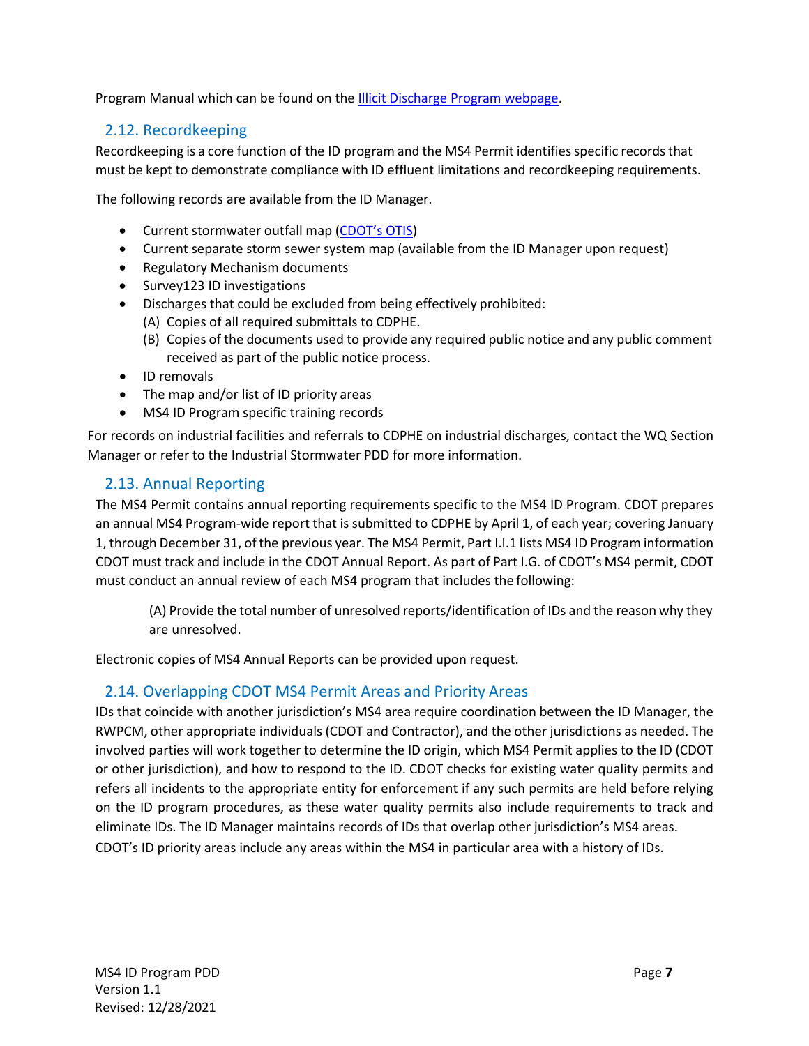Program Manual which can be found on the [Illicit Discharge Program webpage](#).

## 2.12. Recordkeeping

Recordkeeping is a core function of the ID program and the MS4 Permit identifies specific records that must be kept to demonstrate compliance with ID effluent limitations and recordkeeping requirements.

The following records are available from the ID Manager.

- Current stormwater outfall map ([CDOT's OTIS](#))
- Current separate storm sewer system map (available from the ID Manager upon request)
- Regulatory Mechanism documents
- Survey123 ID investigations
- Discharges that could be excluded from being effectively prohibited:
  (A) Copies of all required submittals to CDPHE.
  (B) Copies of the documents used to provide any required public notice and any public comment received as part of the public notice process.
- ID removals
- The map and/or list of ID priority areas
- MS4 ID Program specific training records

For records on industrial facilities and referrals to CDPHE on industrial discharges, contact the WQ Section Manager or refer to the Industrial Stormwater PDD for more information.

## 2.13. Annual Reporting

The MS4 Permit contains annual reporting requirements specific to the MS4 ID Program. CDOT prepares an annual MS4 Program-wide report that is submitted to CDPHE by April 1, of each year; covering January 1, through December 31, of the previous year. The MS4 Permit, Part I.I.1 lists MS4 ID Program information CDOT must track and include in the CDOT Annual Report. As part of Part I.G. of CDOT's MS4 permit, CDOT must conduct an annual review of each MS4 program that includes the following:

> (A) Provide the total number of unresolved reports/identification of IDs and the reason why they are unresolved.

Electronic copies of MS4 Annual Reports can be provided upon request.

## 2.14. Overlapping CDOT MS4 Permit Areas and Priority Areas

IDs that coincide with another jurisdiction's MS4 area require coordination between the ID Manager, the RWPCM, other appropriate individuals (CDOT and Contractor), and the other jurisdictions as needed. The involved parties will work together to determine the ID origin, which MS4 Permit applies to the ID (CDOT or other jurisdiction), and how to respond to the ID. CDOT checks for existing water quality permits and refers all incidents to the appropriate entity for enforcement if any such permits are held before relying on the ID program procedures, as these water quality permits also include requirements to track and eliminate IDs. The ID Manager maintains records of IDs that overlap other jurisdiction's MS4 areas. CDOT's ID priority areas include any areas within the MS4 in particular area with a history of IDs.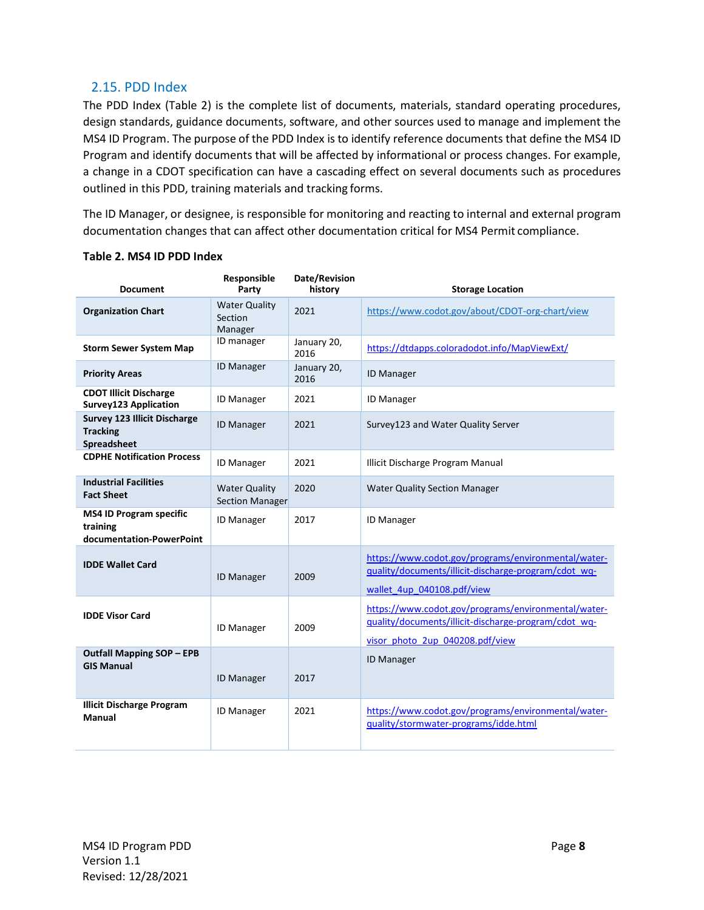## 2.15. PDD Index

The PDD Index (Table 2) is the complete list of documents, materials, standard operating procedures, design standards, guidance documents, software, and other sources used to manage and implement the MS4 ID Program. The purpose of the PDD Index is to identify reference documents that define the MS4 ID Program and identify documents that will be affected by informational or process changes. For example, a change in a CDOT specification can have a cascading effect on several documents such as procedures outlined in this PDD, training materials and tracking forms.

The ID Manager, or designee, is responsible for monitoring and reacting to internal and external program documentation changes that can affect other documentation critical for MS4 Permit compliance.

**Table 2. MS4 ID PDD Index**

| Document | Responsible Party | Date/Revision history | Storage Location |
|---|---|---|---|
| **Organization Chart** | Water Quality Section Manager | 2021 | https://www.codot.gov/about/CDOT-org-chart/view |
| **Storm Sewer System Map** | ID manager | January 20, 2016 | https://dtdapps.coloradodot.info/MapViewExt/ |
| **Priority Areas** | ID Manager | January 20, 2016 | ID Manager |
| **CDOT Illicit Discharge Survey123 Application** | ID Manager | 2021 | ID Manager |
| **Survey 123 Illicit Discharge Tracking Spreadsheet** | ID Manager | 2021 | Survey123 and Water Quality Server |
| **CDPHE Notification Process** | ID Manager | 2021 | Illicit Discharge Program Manual |
| **Industrial Facilities Fact Sheet** | Water Quality Section Manager | 2020 | Water Quality Section Manager |
| **MS4 ID Program specific training documentation-PowerPoint** | ID Manager | 2017 | ID Manager |
| **IDDE Wallet Card** | ID Manager | 2009 | https://www.codot.gov/programs/environmental/water-quality/documents/illicit-discharge-program/cdot_wq-wallet_4up_040108.pdf/view |
| **IDDE Visor Card** | ID Manager | 2009 | https://www.codot.gov/programs/environmental/water-quality/documents/illicit-discharge-program/cdot_wq-visor_photo_2up_040208.pdf/view |
| **Outfall Mapping SOP – EPB GIS Manual** | ID Manager | 2017 | ID Manager |
| **Illicit Discharge Program Manual** | ID Manager | 2021 | https://www.codot.gov/programs/environmental/water-quality/stormwater-programs/idde.html |

MS4 ID Program PDD
Version 1.1
Revised: 12/28/2021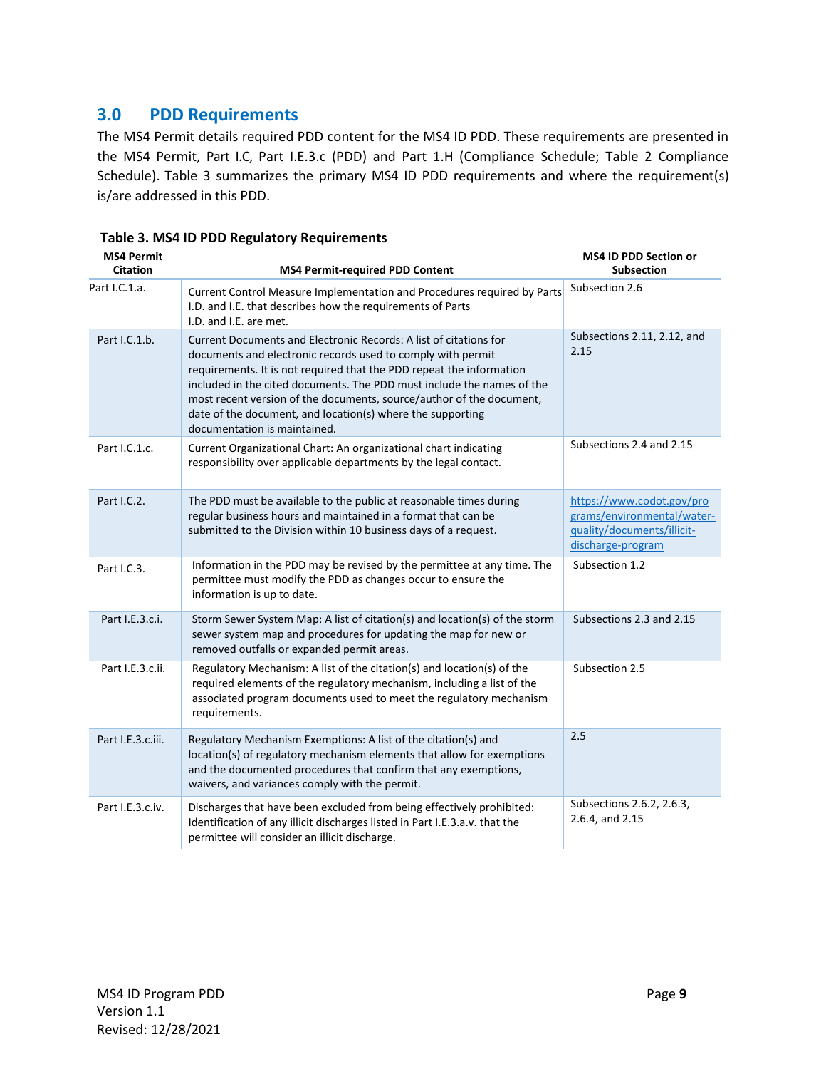## 3.0 PDD Requirements

The MS4 Permit details required PDD content for the MS4 ID PDD. These requirements are presented in the MS4 Permit, Part I.C, Part I.E.3.c (PDD) and Part 1.H (Compliance Schedule; Table 2 Compliance Schedule). Table 3 summarizes the primary MS4 ID PDD requirements and where the requirement(s) is/are addressed in this PDD.

**Table 3. MS4 ID PDD Regulatory Requirements**

| MS4 Permit Citation | MS4 Permit-required PDD Content | MS4 ID PDD Section or Subsection |
|---|---|---|
| Part I.C.1.a. | Current Control Measure Implementation and Procedures required by Parts I.D. and I.E. that describes how the requirements of Parts I.D. and I.E. are met. | Subsection 2.6 |
| Part I.C.1.b. | Current Documents and Electronic Records: A list of citations for documents and electronic records used to comply with permit requirements. It is not required that the PDD repeat the information included in the cited documents. The PDD must include the names of the most recent version of the documents, source/author of the document, date of the document, and location(s) where the supporting documentation is maintained. | Subsections 2.11, 2.12, and 2.15 |
| Part I.C.1.c. | Current Organizational Chart: An organizational chart indicating responsibility over applicable departments by the legal contact. | Subsections 2.4 and 2.15 |
| Part I.C.2. | The PDD must be available to the public at reasonable times during regular business hours and maintained in a format that can be submitted to the Division within 10 business days of a request. | https://www.codot.gov/programs/environmental/water-quality/documents/illicit-discharge-program |
| Part I.C.3. | Information in the PDD may be revised by the permittee at any time. The permittee must modify the PDD as changes occur to ensure the information is up to date. | Subsection 1.2 |
| Part I.E.3.c.i. | Storm Sewer System Map: A list of citation(s) and location(s) of the storm sewer system map and procedures for updating the map for new or removed outfalls or expanded permit areas. | Subsections 2.3 and 2.15 |
| Part I.E.3.c.ii. | Regulatory Mechanism: A list of the citation(s) and location(s) of the required elements of the regulatory mechanism, including a list of the associated program documents used to meet the regulatory mechanism requirements. | Subsection 2.5 |
| Part I.E.3.c.iii. | Regulatory Mechanism Exemptions: A list of the citation(s) and location(s) of regulatory mechanism elements that allow for exemptions and the documented procedures that confirm that any exemptions, waivers, and variances comply with the permit. | 2.5 |
| Part I.E.3.c.iv. | Discharges that have been excluded from being effectively prohibited: Identification of any illicit discharges listed in Part I.E.3.a.v. that the permittee will consider an illicit discharge. | Subsections 2.6.2, 2.6.3, 2.6.4, and 2.15 |

MS4 ID Program PDD
Version 1.1
Revised: 12/28/2021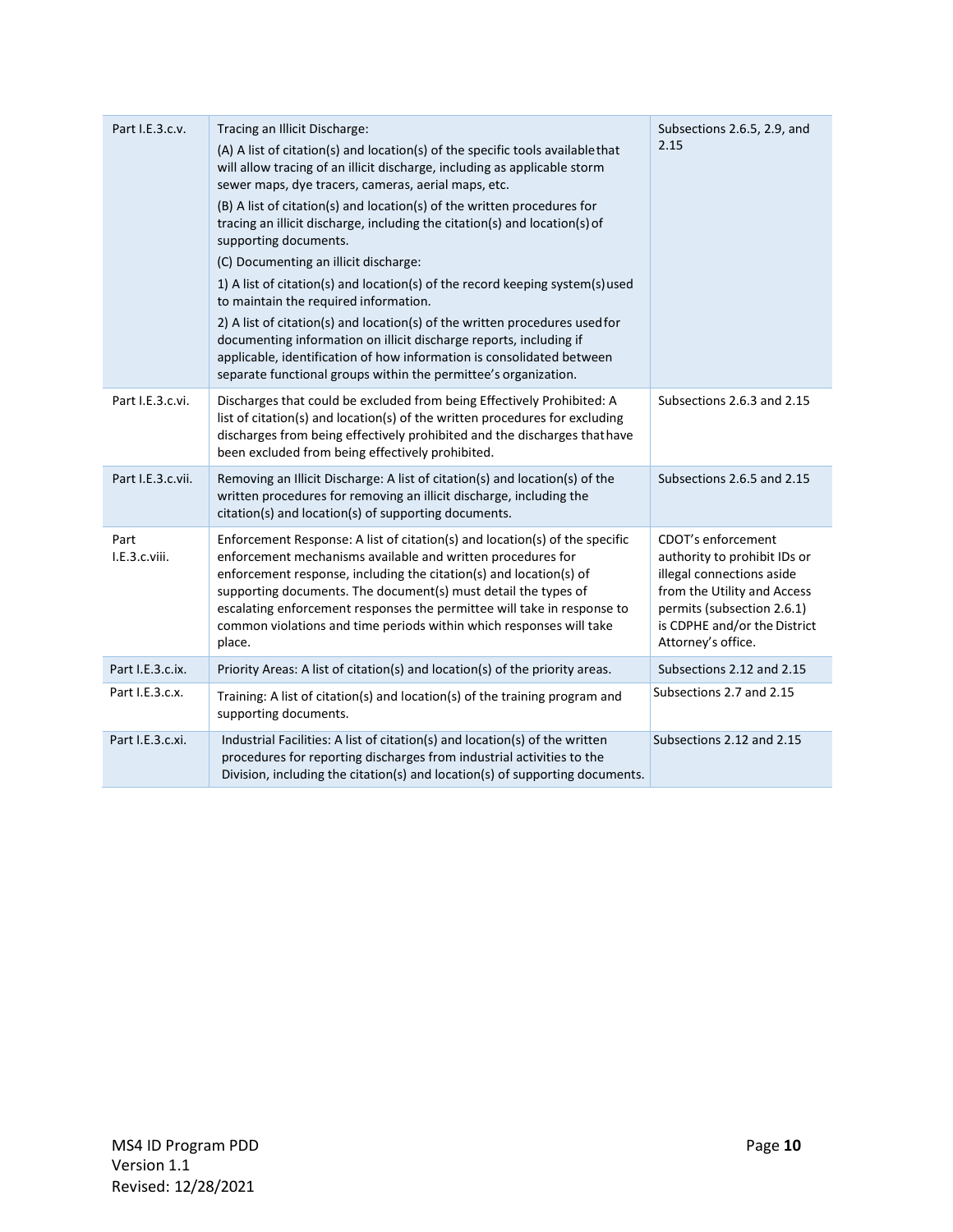| | | |
|---|---|---|
| Part I.E.3.c.v. | Tracing an Illicit Discharge:<br>(A) A list of citation(s) and location(s) of the specific tools available that will allow tracing of an illicit discharge, including as applicable storm sewer maps, dye tracers, cameras, aerial maps, etc.<br>(B) A list of citation(s) and location(s) of the written procedures for tracing an illicit discharge, including the citation(s) and location(s) of supporting documents.<br>(C) Documenting an illicit discharge:<br>1) A list of citation(s) and location(s) of the record keeping system(s) used to maintain the required information.<br>2) A list of citation(s) and location(s) of the written procedures used for documenting information on illicit discharge reports, including if applicable, identification of how information is consolidated between separate functional groups within the permittee's organization. | Subsections 2.6.5, 2.9, and 2.15 |
| Part I.E.3.c.vi. | Discharges that could be excluded from being Effectively Prohibited: A list of citation(s) and location(s) of the written procedures for excluding discharges from being effectively prohibited and the discharges that have been excluded from being effectively prohibited. | Subsections 2.6.3 and 2.15 |
| Part I.E.3.c.vii. | Removing an Illicit Discharge: A list of citation(s) and location(s) of the written procedures for removing an illicit discharge, including the citation(s) and location(s) of supporting documents. | Subsections 2.6.5 and 2.15 |
| Part I.E.3.c.viii. | Enforcement Response: A list of citation(s) and location(s) of the specific enforcement mechanisms available and written procedures for enforcement response, including the citation(s) and location(s) of supporting documents. The document(s) must detail the types of escalating enforcement responses the permittee will take in response to common violations and time periods within which responses will take place. | CDOT's enforcement authority to prohibit IDs or illegal connections aside from the Utility and Access permits (subsection 2.6.1) is CDPHE and/or the District Attorney's office. |
| Part I.E.3.c.ix. | Priority Areas: A list of citation(s) and location(s) of the priority areas. | Subsections 2.12 and 2.15 |
| Part I.E.3.c.x. | Training: A list of citation(s) and location(s) of the training program and supporting documents. | Subsections 2.7 and 2.15 |
| Part I.E.3.c.xi. | Industrial Facilities: A list of citation(s) and location(s) of the written procedures for reporting discharges from industrial activities to the Division, including the citation(s) and location(s) of supporting documents. | Subsections 2.12 and 2.15 |

MS4 ID Program PDD
Version 1.1
Revised: 12/28/2021